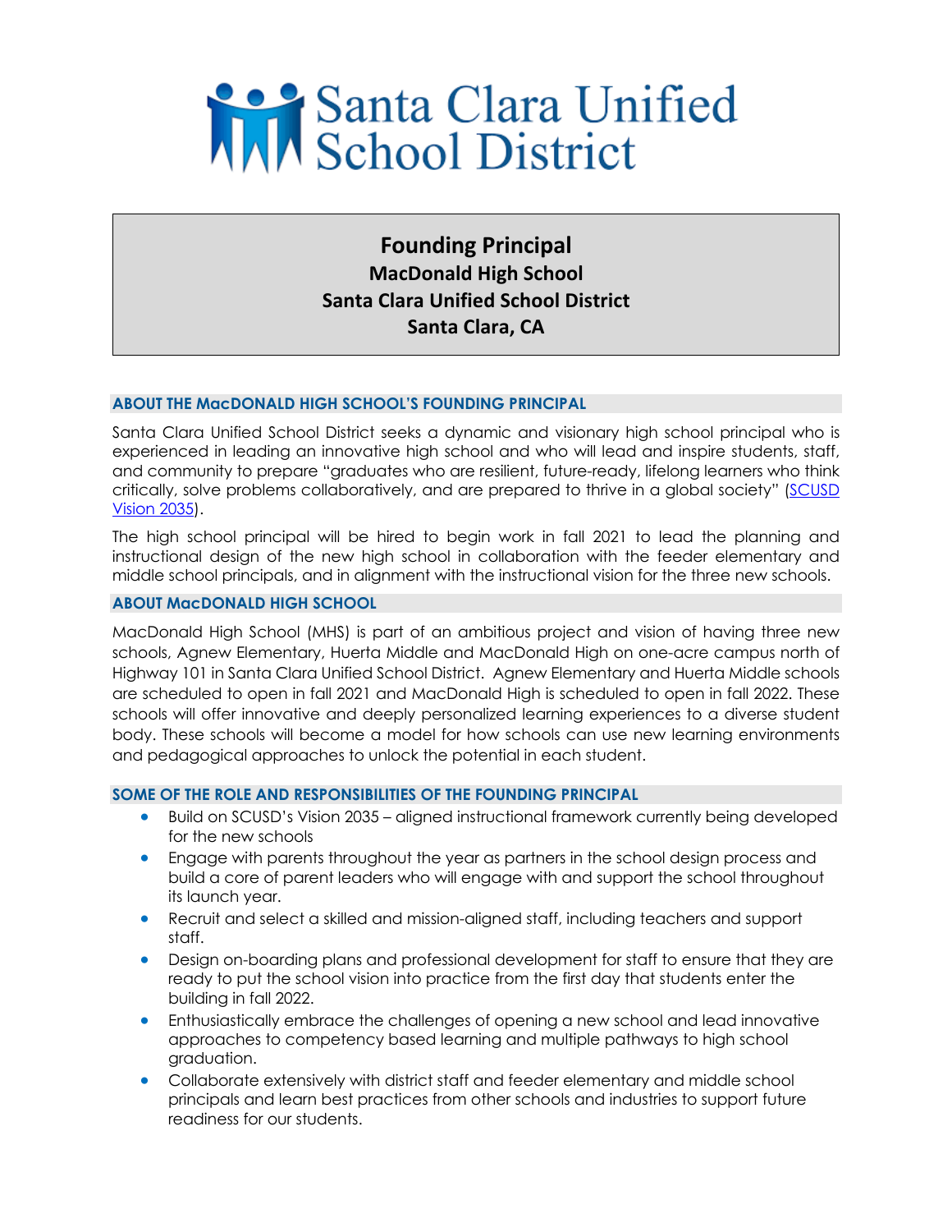# Santa Clara Unified School District

## Founding Principal
### MacDonald High School
### Santa Clara Unified School District
### Santa Clara, CA

**ABOUT THE MacDONALD HIGH SCHOOL'S FOUNDING PRINCIPAL**

Santa Clara Unified School District seeks a dynamic and visionary high school principal who is experienced in leading an innovative high school and who will lead and inspire students, staff, and community to prepare "graduates who are resilient, future-ready, lifelong learners who think critically, solve problems collaboratively, and are prepared to thrive in a global society" (SCUSD Vision 2035).

The high school principal will be hired to begin work in fall 2021 to lead the planning and instructional design of the new high school in collaboration with the feeder elementary and middle school principals, and in alignment with the instructional vision for the three new schools.

**ABOUT MacDONALD HIGH SCHOOL**

MacDonald High School (MHS) is part of an ambitious project and vision of having three new schools, Agnew Elementary, Huerta Middle and MacDonald High on one-acre campus north of Highway 101 in Santa Clara Unified School District. Agnew Elementary and Huerta Middle schools are scheduled to open in fall 2021 and MacDonald High is scheduled to open in fall 2022. These schools will offer innovative and deeply personalized learning experiences to a diverse student body. These schools will become a model for how schools can use new learning environments and pedagogical approaches to unlock the potential in each student.

**SOME OF THE ROLE AND RESPONSIBILITIES OF THE FOUNDING PRINCIPAL**

- Build on SCUSD's Vision 2035 – aligned instructional framework currently being developed for the new schools
- Engage with parents throughout the year as partners in the school design process and build a core of parent leaders who will engage with and support the school throughout its launch year.
- Recruit and select a skilled and mission-aligned staff, including teachers and support staff.
- Design on-boarding plans and professional development for staff to ensure that they are ready to put the school vision into practice from the first day that students enter the building in fall 2022.
- Enthusiastically embrace the challenges of opening a new school and lead innovative approaches to competency based learning and multiple pathways to high school graduation.
- Collaborate extensively with district staff and feeder elementary and middle school principals and learn best practices from other schools and industries to support future readiness for our students.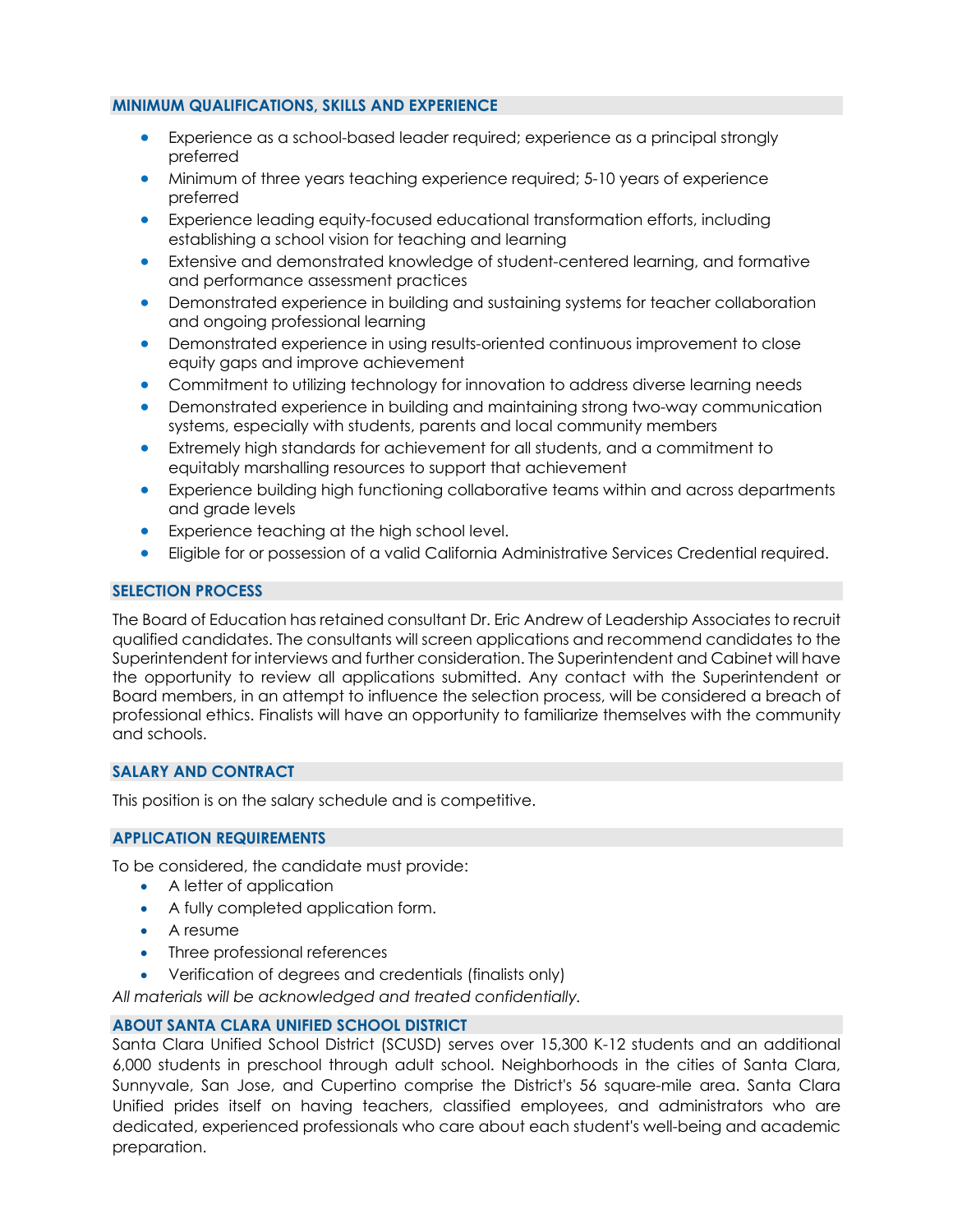## MINIMUM QUALIFICATIONS, SKILLS AND EXPERIENCE

- Experience as a school-based leader required; experience as a principal strongly preferred
- Minimum of three years teaching experience required; 5-10 years of experience preferred
- Experience leading equity-focused educational transformation efforts, including establishing a school vision for teaching and learning
- Extensive and demonstrated knowledge of student-centered learning, and formative and performance assessment practices
- Demonstrated experience in building and sustaining systems for teacher collaboration and ongoing professional learning
- Demonstrated experience in using results-oriented continuous improvement to close equity gaps and improve achievement
- Commitment to utilizing technology for innovation to address diverse learning needs
- Demonstrated experience in building and maintaining strong two-way communication systems, especially with students, parents and local community members
- Extremely high standards for achievement for all students, and a commitment to equitably marshalling resources to support that achievement
- Experience building high functioning collaborative teams within and across departments and grade levels
- Experience teaching at the high school level.
- Eligible for or possession of a valid California Administrative Services Credential required.

## SELECTION PROCESS

The Board of Education has retained consultant Dr. Eric Andrew of Leadership Associates to recruit qualified candidates. The consultants will screen applications and recommend candidates to the Superintendent for interviews and further consideration. The Superintendent and Cabinet will have the opportunity to review all applications submitted. Any contact with the Superintendent or Board members, in an attempt to influence the selection process, will be considered a breach of professional ethics. Finalists will have an opportunity to familiarize themselves with the community and schools.

## SALARY AND CONTRACT

This position is on the salary schedule and is competitive.

## APPLICATION REQUIREMENTS

To be considered, the candidate must provide:

- A letter of application
- A fully completed application form.
- A resume
- Three professional references
- Verification of degrees and credentials (finalists only)

*All materials will be acknowledged and treated confidentially.*

## ABOUT SANTA CLARA UNIFIED SCHOOL DISTRICT

Santa Clara Unified School District (SCUSD) serves over 15,300 K-12 students and an additional 6,000 students in preschool through adult school. Neighborhoods in the cities of Santa Clara, Sunnyvale, San Jose, and Cupertino comprise the District's 56 square-mile area. Santa Clara Unified prides itself on having teachers, classified employees, and administrators who are dedicated, experienced professionals who care about each student's well-being and academic preparation.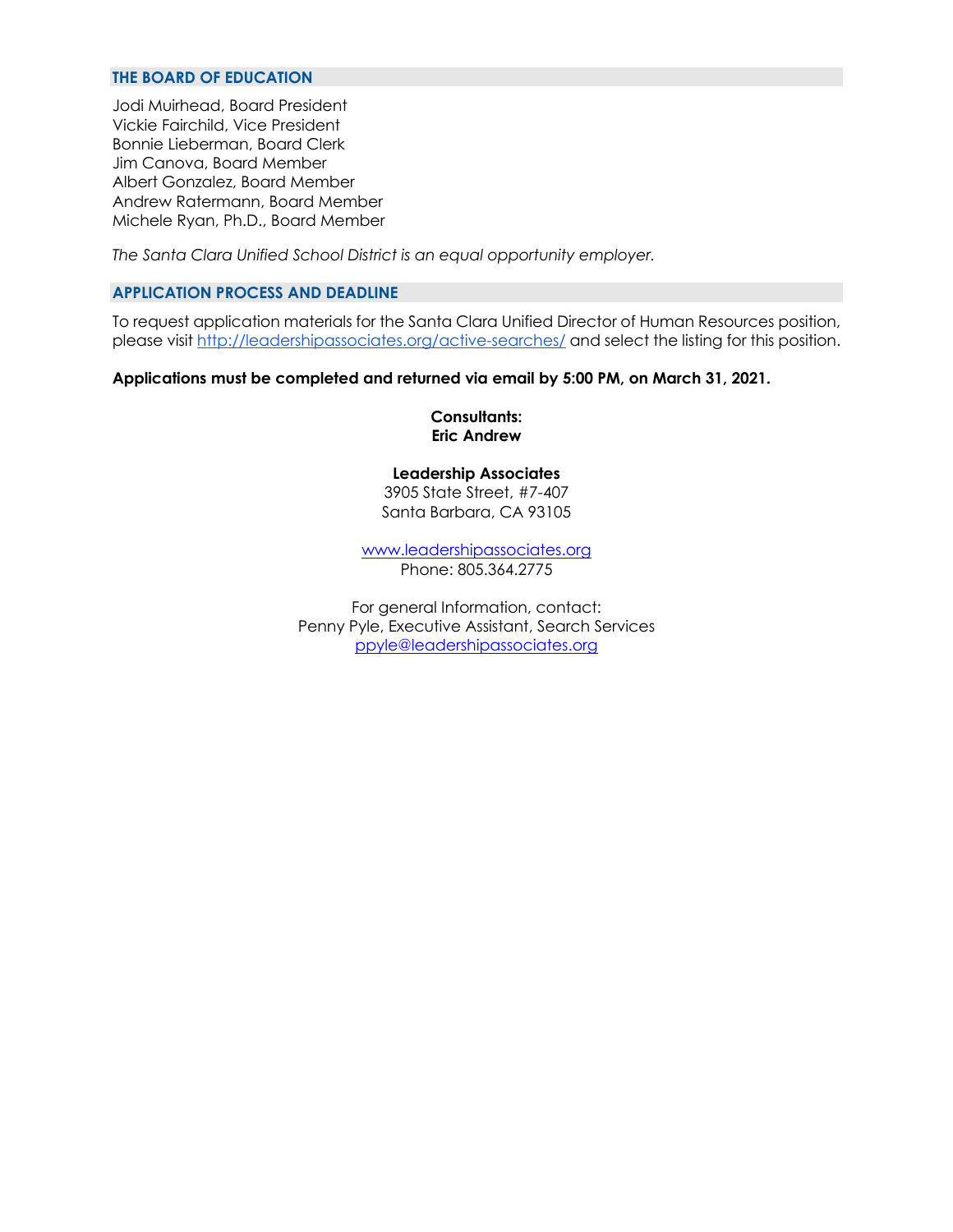## THE BOARD OF EDUCATION

Jodi Muirhead, Board President
Vickie Fairchild, Vice President
Bonnie Lieberman, Board Clerk
Jim Canova, Board Member
Albert Gonzalez, Board Member
Andrew Ratermann, Board Member
Michele Ryan, Ph.D., Board Member

*The Santa Clara Unified School District is an equal opportunity employer.*

## APPLICATION PROCESS AND DEADLINE

To request application materials for the Santa Clara Unified Director of Human Resources position, please visit [http://leadershipassociates.org/active-searches/](http://leadershipassociates.org/active-searches/) and select the listing for this position.

**Applications must be completed and returned via email by 5:00 PM, on March 31, 2021.**

**Consultants:**
**Eric Andrew**

**Leadership Associates**
3905 State Street, #7-407
Santa Barbara, CA 93105

[www.leadershipassociates.org](http://www.leadershipassociates.org)
Phone: 805.364.2775

For general Information, contact:
Penny Pyle, Executive Assistant, Search Services
[ppyle@leadershipassociates.org](mailto:ppyle@leadershipassociates.org)